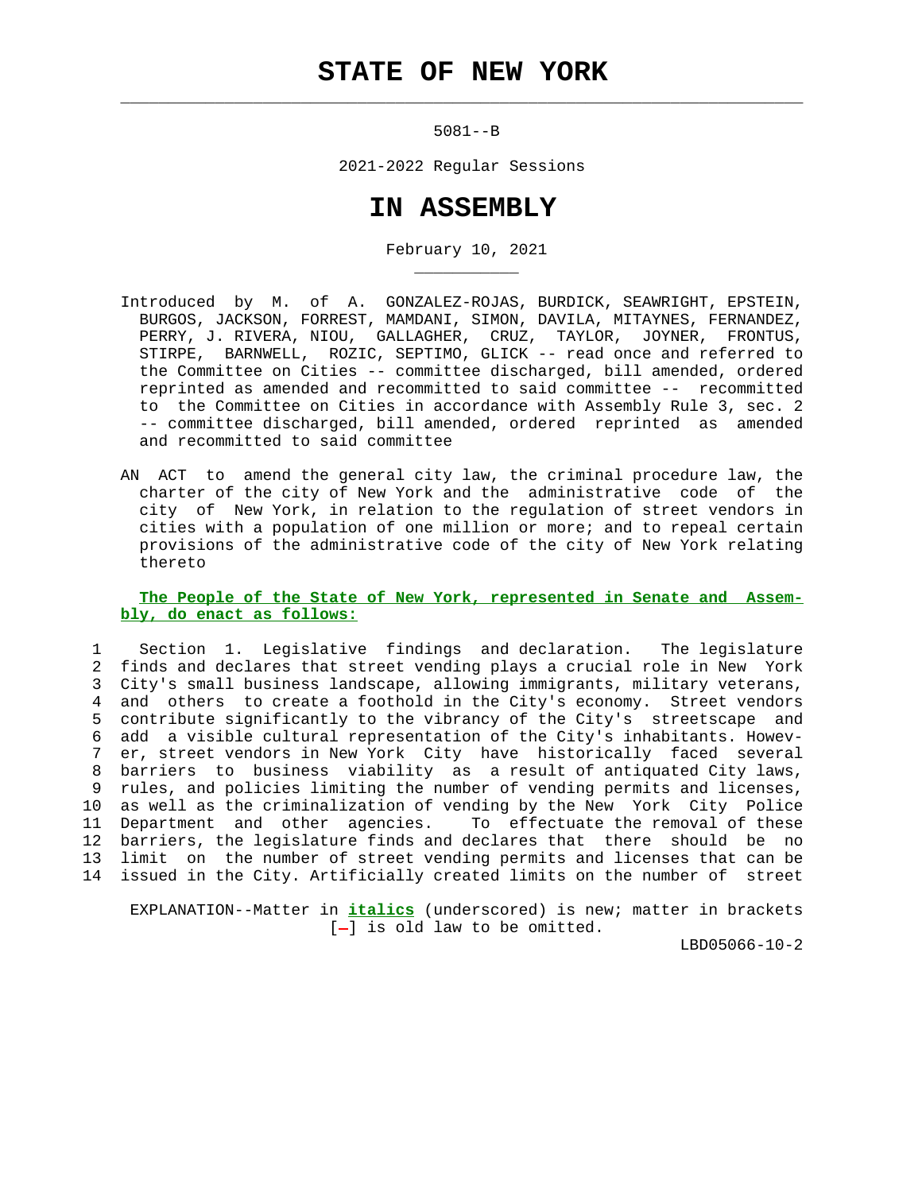# STATE OF NEW YORK

5081--B

2021-2022 Regular Sessions

# IN ASSEMBLY

February 10, 2021

Introduced by M. of A. GONZALEZ-ROJAS, BURDICK, SEAWRIGHT, EPSTEIN, BURGOS, JACKSON, FORREST, MAMDANI, SIMON, DAVILA, MITAYNES, FERNANDEZ, PERRY, J. RIVERA, NIOU, GALLAGHER, CRUZ, TAYLOR, JOYNER, FRONTUS, STIRPE, BARNWELL, ROZIC, SEPTIMO, GLICK -- read once and referred to the Committee on Cities -- committee discharged, bill amended, ordered reprinted as amended and recommitted to said committee -- recommitted to the Committee on Cities in accordance with Assembly Rule 3, sec. 2 -- committee discharged, bill amended, ordered reprinted as amended and recommitted to said committee

AN ACT to amend the general city law, the criminal procedure law, the charter of the city of New York and the administrative code of the city of New York, in relation to the regulation of street vendors in cities with a population of one million or more; and to repeal certain provisions of the administrative code of the city of New York relating thereto

**The People of the State of New York, represented in Senate and Assembly, do enact as follows:**

1 Section 1. Legislative findings and declaration. The legislature
2 finds and declares that street vending plays a crucial role in New York
3 City's small business landscape, allowing immigrants, military veterans,
4 and others to create a foothold in the City's economy. Street vendors
5 contribute significantly to the vibrancy of the City's streetscape and
6 add a visible cultural representation of the City's inhabitants. Howev-
7 er, street vendors in New York City have historically faced several
8 barriers to business viability as a result of antiquated City laws,
9 rules, and policies limiting the number of vending permits and licenses,
10 as well as the criminalization of vending by the New York City Police
11 Department and other agencies. To effectuate the removal of these
12 barriers, the legislature finds and declares that there should be no
13 limit on the number of street vending permits and licenses that can be
14 issued in the City. Artificially created limits on the number of street

EXPLANATION--Matter in ***italics*** (underscored) is new; matter in brackets [-] is old law to be omitted.

LBD05066-10-2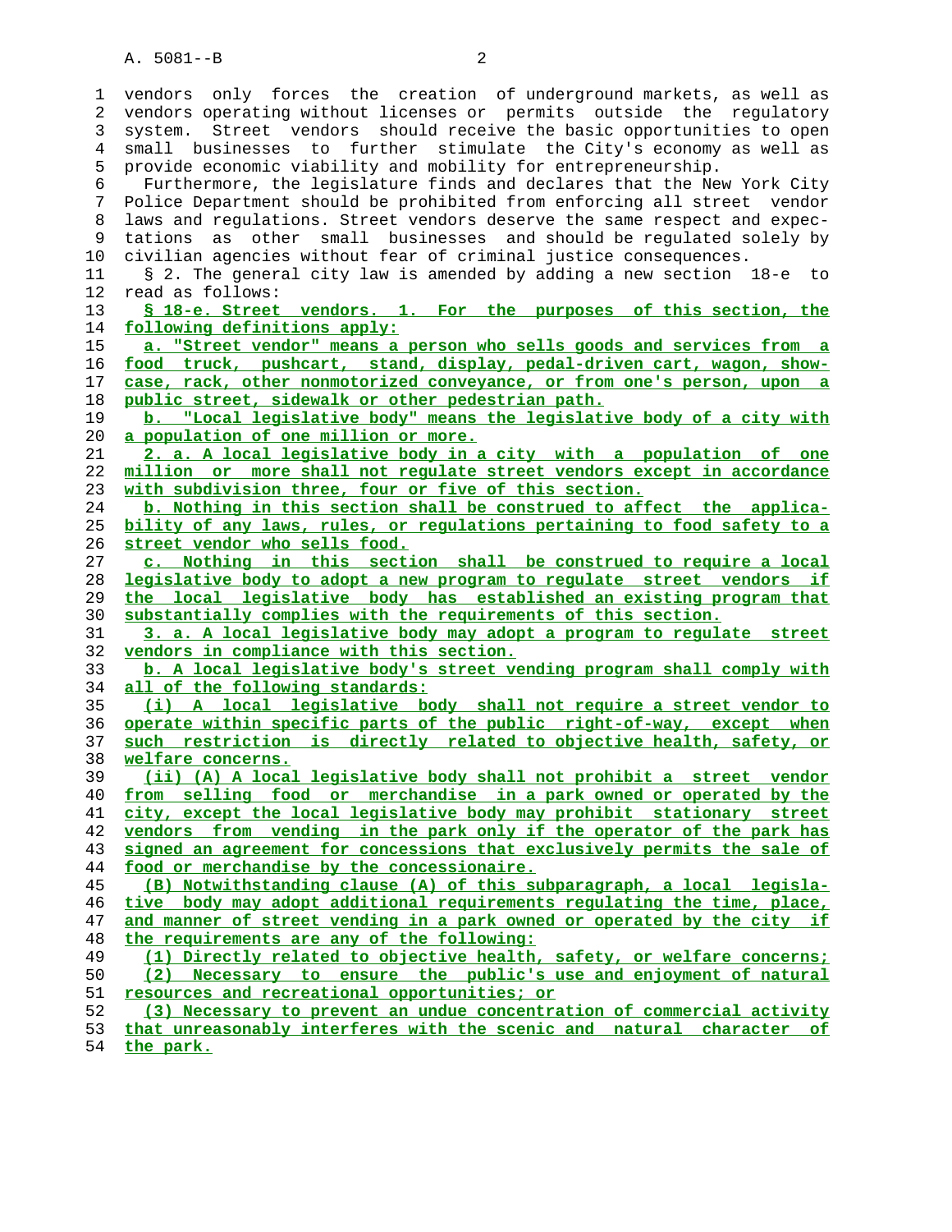vendors only forces the creation of underground markets, as well as vendors operating without licenses or permits outside the regulatory system. Street vendors should receive the basic opportunities to open small businesses to further stimulate the City's economy as well as provide economic viability and mobility for entrepreneurship.

Furthermore, the legislature finds and declares that the New York City Police Department should be prohibited from enforcing all street vendor laws and regulations. Street vendors deserve the same respect and expectations as other small businesses and should be regulated solely by civilian agencies without fear of criminal justice consequences.

§ 2. The general city law is amended by adding a new section 18-e to read as follows:

§ 18-e. Street vendors. 1. For the purposes of this section, the following definitions apply:

a. "Street vendor" means a person who sells goods and services from a food truck, pushcart, stand, display, pedal-driven cart, wagon, showcase, rack, other nonmotorized conveyance, or from one's person, upon a public street, sidewalk or other pedestrian path.

b. "Local legislative body" means the legislative body of a city with a population of one million or more.

2. a. A local legislative body in a city with a population of one million or more shall not regulate street vendors except in accordance with subdivision three, four or five of this section.

b. Nothing in this section shall be construed to affect the applicability of any laws, rules, or regulations pertaining to food safety to a street vendor who sells food.

c. Nothing in this section shall be construed to require a local legislative body to adopt a new program to regulate street vendors if the local legislative body has established an existing program that substantially complies with the requirements of this section.

3. a. A local legislative body may adopt a program to regulate street vendors in compliance with this section.

b. A local legislative body's street vending program shall comply with all of the following standards:

(i) A local legislative body shall not require a street vendor to operate within specific parts of the public right-of-way, except when such restriction is directly related to objective health, safety, or welfare concerns.

(ii) (A) A local legislative body shall not prohibit a street vendor from selling food or merchandise in a park owned or operated by the city, except the local legislative body may prohibit stationary street vendors from vending in the park only if the operator of the park has signed an agreement for concessions that exclusively permits the sale of food or merchandise by the concessionaire.

(B) Notwithstanding clause (A) of this subparagraph, a local legislative body may adopt additional requirements regulating the time, place, and manner of street vending in a park owned or operated by the city if the requirements are any of the following:

(1) Directly related to objective health, safety, or welfare concerns;

(2) Necessary to ensure the public's use and enjoyment of natural resources and recreational opportunities; or

(3) Necessary to prevent an undue concentration of commercial activity that unreasonably interferes with the scenic and natural character of the park.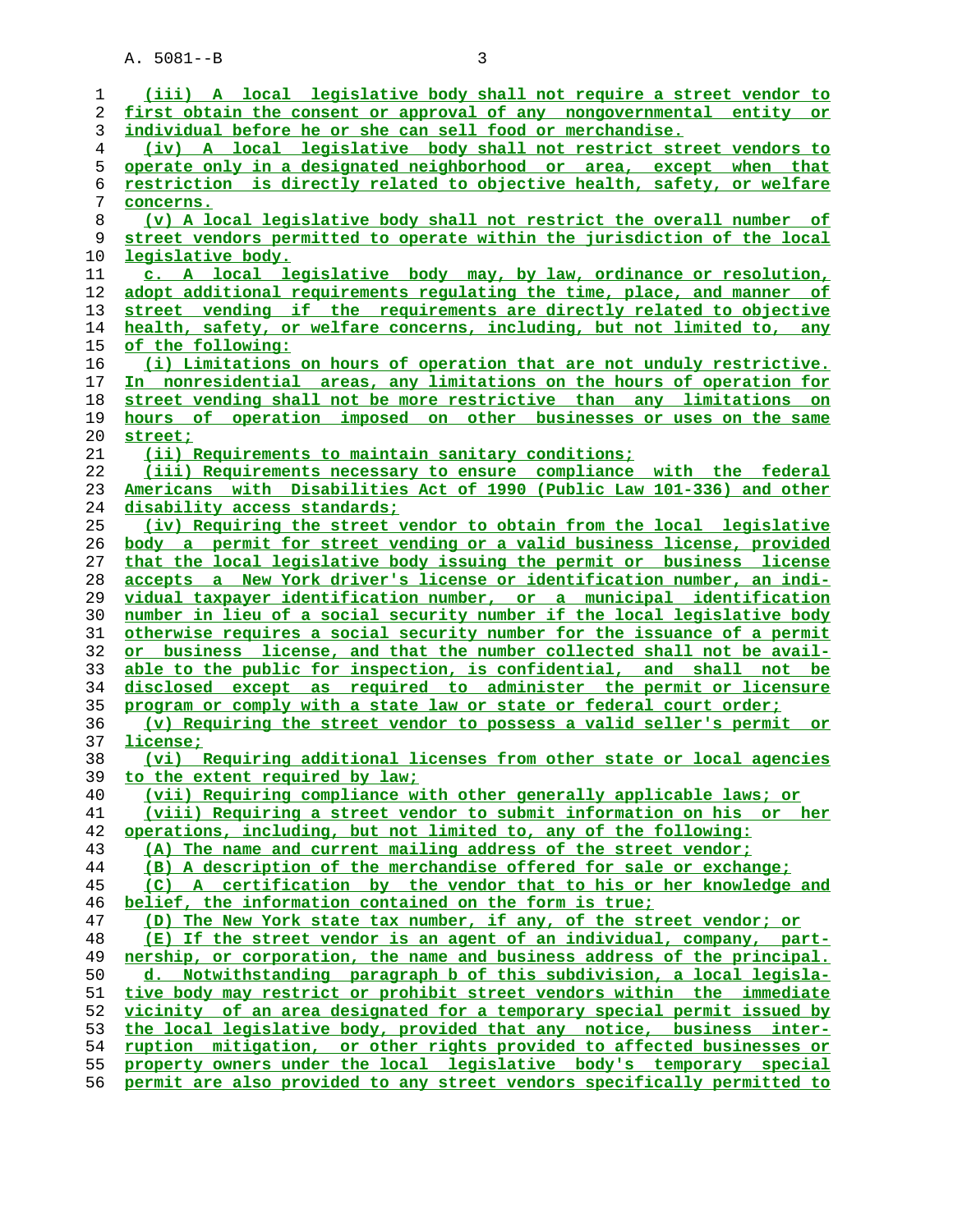(iii) A local legislative body shall not require a street vendor to first obtain the consent or approval of any nongovernmental entity or individual before he or she can sell food or merchandise.

(iv) A local legislative body shall not restrict street vendors to operate only in a designated neighborhood or area, except when that restriction is directly related to objective health, safety, or welfare concerns.

(v) A local legislative body shall not restrict the overall number of street vendors permitted to operate within the jurisdiction of the local legislative body.

c. A local legislative body may, by law, ordinance or resolution, adopt additional requirements regulating the time, place, and manner of street vending if the requirements are directly related to objective health, safety, or welfare concerns, including, but not limited to, any of the following:

(i) Limitations on hours of operation that are not unduly restrictive. In nonresidential areas, any limitations on the hours of operation for street vending shall not be more restrictive than any limitations on hours of operation imposed on other businesses or uses on the same street;

(ii) Requirements to maintain sanitary conditions;

(iii) Requirements necessary to ensure compliance with the federal Americans with Disabilities Act of 1990 (Public Law 101-336) and other disability access standards;

(iv) Requiring the street vendor to obtain from the local legislative body a permit for street vending or a valid business license, provided that the local legislative body issuing the permit or business license accepts a New York driver's license or identification number, an individual taxpayer identification number, or a municipal identification number in lieu of a social security number if the local legislative body otherwise requires a social security number for the issuance of a permit or business license, and that the number collected shall not be available to the public for inspection, is confidential, and shall not be disclosed except as required to administer the permit or licensure program or comply with a state law or state or federal court order;

(v) Requiring the street vendor to possess a valid seller's permit or license;

(vi) Requiring additional licenses from other state or local agencies to the extent required by law;

(vii) Requiring compliance with other generally applicable laws; or

(viii) Requiring a street vendor to submit information on his or her operations, including, but not limited to, any of the following:

(A) The name and current mailing address of the street vendor;

(B) A description of the merchandise offered for sale or exchange;

(C) A certification by the vendor that to his or her knowledge and belief, the information contained on the form is true;

(D) The New York state tax number, if any, of the street vendor; or

(E) If the street vendor is an agent of an individual, company, partnership, or corporation, the name and business address of the principal.

d. Notwithstanding paragraph b of this subdivision, a local legislative body may restrict or prohibit street vendors within the immediate vicinity of an area designated for a temporary special permit issued by the local legislative body, provided that any notice, business interruption mitigation, or other rights provided to affected businesses or property owners under the local legislative body's temporary special permit are also provided to any street vendors specifically permitted to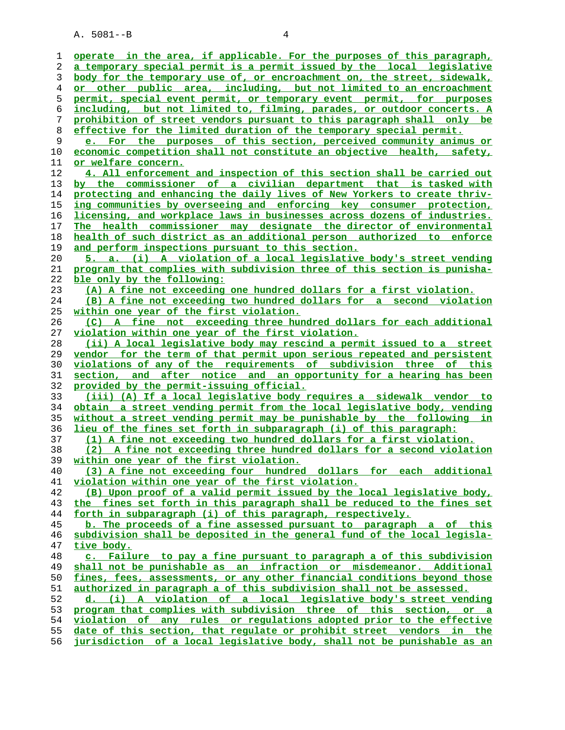operate in the area, if applicable. For the purposes of this paragraph, a temporary special permit is a permit issued by the local legislative body for the temporary use of, or encroachment on, the street, sidewalk, or other public area, including, but not limited to an encroachment permit, special event permit, or temporary event permit, for purposes including, but not limited to, filming, parades, or outdoor concerts. A prohibition of street vendors pursuant to this paragraph shall only be effective for the limited duration of the temporary special permit.

e. For the purposes of this section, perceived community animus or economic competition shall not constitute an objective health, safety, or welfare concern.

4. All enforcement and inspection of this section shall be carried out by the commissioner of a civilian department that is tasked with protecting and enhancing the daily lives of New Yorkers to create thriving communities by overseeing and enforcing key consumer protection, licensing, and workplace laws in businesses across dozens of industries. The health commissioner may designate the director of environmental health of such district as an additional person authorized to enforce and perform inspections pursuant to this section.

5. a. (i) A violation of a local legislative body's street vending program that complies with subdivision three of this section is punishable only by the following:

(A) A fine not exceeding one hundred dollars for a first violation.

(B) A fine not exceeding two hundred dollars for a second violation within one year of the first violation.

(C) A fine not exceeding three hundred dollars for each additional violation within one year of the first violation.

(ii) A local legislative body may rescind a permit issued to a street vendor for the term of that permit upon serious repeated and persistent violations of any of the requirements of subdivision three of this section, and after notice and an opportunity for a hearing has been provided by the permit-issuing official.

(iii) (A) If a local legislative body requires a sidewalk vendor to obtain a street vending permit from the local legislative body, vending without a street vending permit may be punishable by the following in lieu of the fines set forth in subparagraph (i) of this paragraph:

(1) A fine not exceeding two hundred dollars for a first violation.

(2) A fine not exceeding three hundred dollars for a second violation within one year of the first violation.

(3) A fine not exceeding four hundred dollars for each additional violation within one year of the first violation.

(B) Upon proof of a valid permit issued by the local legislative body, the fines set forth in this paragraph shall be reduced to the fines set forth in subparagraph (i) of this paragraph, respectively.

b. The proceeds of a fine assessed pursuant to paragraph a of this subdivision shall be deposited in the general fund of the local legislative body.

c. Failure to pay a fine pursuant to paragraph a of this subdivision shall not be punishable as an infraction or misdemeanor. Additional fines, fees, assessments, or any other financial conditions beyond those authorized in paragraph a of this subdivision shall not be assessed.

d. (i) A violation of a local legislative body's street vending program that complies with subdivision three of this section, or a violation of any rules or regulations adopted prior to the effective date of this section, that regulate or prohibit street vendors in the jurisdiction of a local legislative body, shall not be punishable as an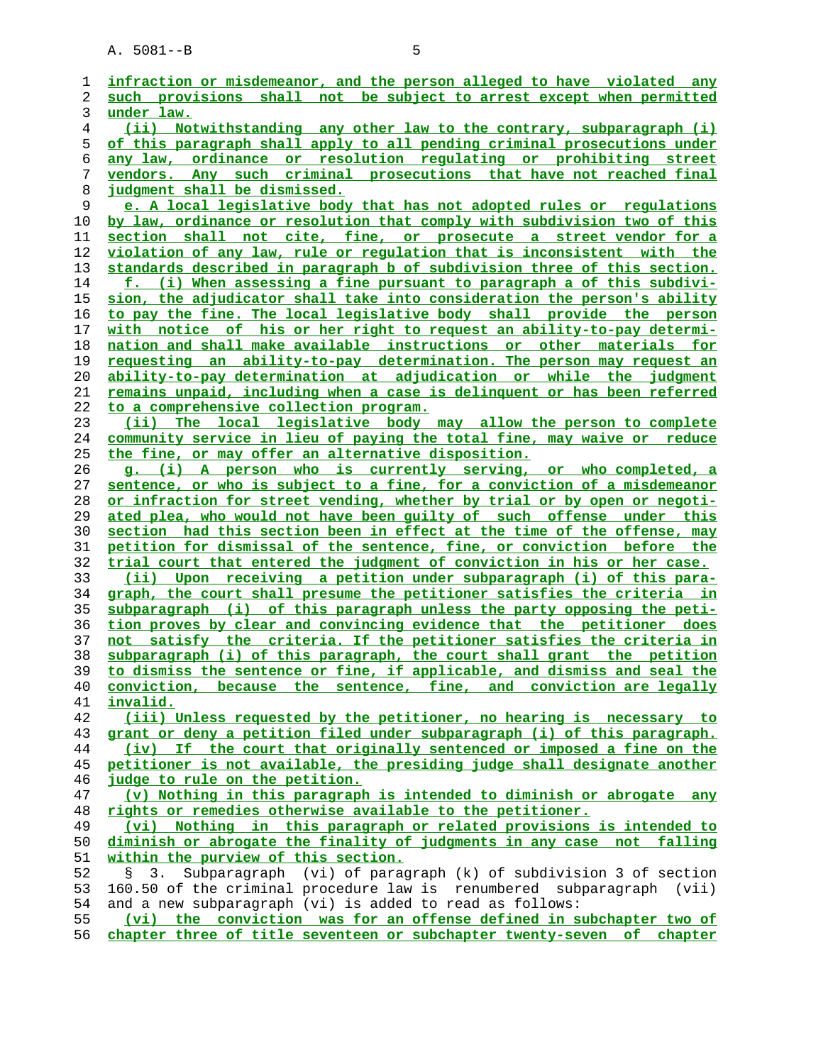infraction or misdemeanor, and the person alleged to have violated any such provisions shall not be subject to arrest except when permitted under law.

(ii) Notwithstanding any other law to the contrary, subparagraph (i) of this paragraph shall apply to all pending criminal prosecutions under any law, ordinance or resolution regulating or prohibiting street vendors. Any such criminal prosecutions that have not reached final judgment shall be dismissed.

e. A local legislative body that has not adopted rules or regulations by law, ordinance or resolution that comply with subdivision two of this section shall not cite, fine, or prosecute a street vendor for a violation of any law, rule or regulation that is inconsistent with the standards described in paragraph b of subdivision three of this section.

f. (i) When assessing a fine pursuant to paragraph a of this subdivision, the adjudicator shall take into consideration the person's ability to pay the fine. The local legislative body shall provide the person with notice of his or her right to request an ability-to-pay determination and shall make available instructions or other materials for requesting an ability-to-pay determination. The person may request an ability-to-pay determination at adjudication or while the judgment remains unpaid, including when a case is delinquent or has been referred to a comprehensive collection program.

(ii) The local legislative body may allow the person to complete community service in lieu of paying the total fine, may waive or reduce the fine, or may offer an alternative disposition.

g. (i) A person who is currently serving, or who completed, a sentence, or who is subject to a fine, for a conviction of a misdemeanor or infraction for street vending, whether by trial or by open or negotiated plea, who would not have been guilty of such offense under this section had this section been in effect at the time of the offense, may petition for dismissal of the sentence, fine, or conviction before the trial court that entered the judgment of conviction in his or her case.

(ii) Upon receiving a petition under subparagraph (i) of this paragraph, the court shall presume the petitioner satisfies the criteria in subparagraph (i) of this paragraph unless the party opposing the petition proves by clear and convincing evidence that the petitioner does not satisfy the criteria. If the petitioner satisfies the criteria in subparagraph (i) of this paragraph, the court shall grant the petition to dismiss the sentence or fine, if applicable, and dismiss and seal the conviction, because the sentence, fine, and conviction are legally invalid.

(iii) Unless requested by the petitioner, no hearing is necessary to grant or deny a petition filed under subparagraph (i) of this paragraph.

(iv) If the court that originally sentenced or imposed a fine on the petitioner is not available, the presiding judge shall designate another judge to rule on the petition.

(v) Nothing in this paragraph is intended to diminish or abrogate any rights or remedies otherwise available to the petitioner.

(vi) Nothing in this paragraph or related provisions is intended to diminish or abrogate the finality of judgments in any case not falling within the purview of this section.

§ 3. Subparagraph (vi) of paragraph (k) of subdivision 3 of section 160.50 of the criminal procedure law is renumbered subparagraph (vii) and a new subparagraph (vi) is added to read as follows:

(vi) the conviction was for an offense defined in subchapter two of chapter three of title seventeen or subchapter twenty-seven of chapter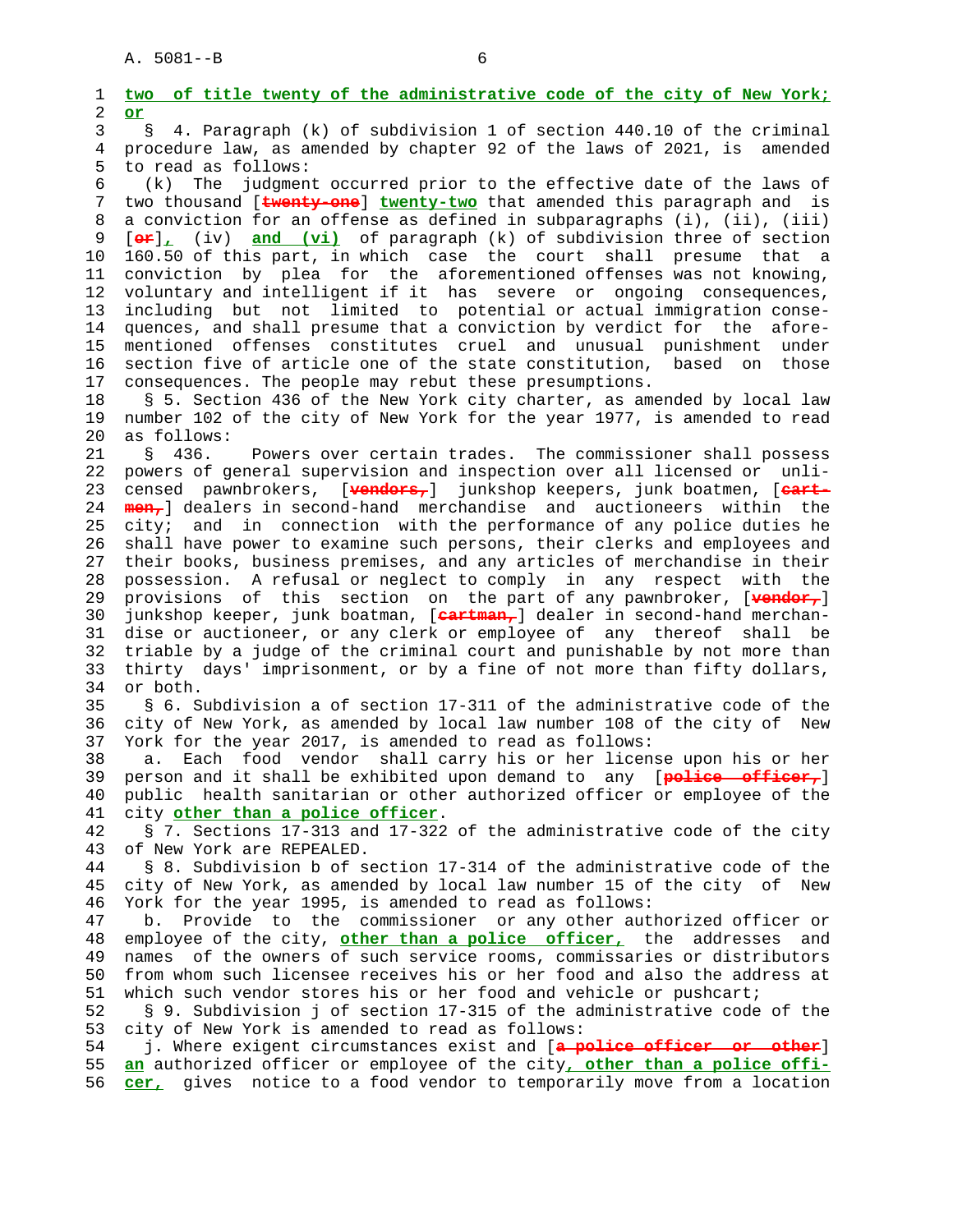**two of title twenty of the administrative code of the city of New York; or**

§ 4. Paragraph (k) of subdivision 1 of section 440.10 of the criminal procedure law, as amended by chapter 92 of the laws of 2021, is amended to read as follows:

(k) The judgment occurred prior to the effective date of the laws of two thousand [~~twenty-one~~] **twenty-two** that amended this paragraph and is a conviction for an offense as defined in subparagraphs (i), (ii), (iii) [~~or~~]**,** (iv) **and (vi)** of paragraph (k) of subdivision three of section 160.50 of this part, in which case the court shall presume that a conviction by plea for the aforementioned offenses was not knowing, voluntary and intelligent if it has severe or ongoing consequences, including but not limited to potential or actual immigration consequences, and shall presume that a conviction by verdict for the aforementioned offenses constitutes cruel and unusual punishment under section five of article one of the state constitution, based on those consequences. The people may rebut these presumptions.

§ 5. Section 436 of the New York city charter, as amended by local law number 102 of the city of New York for the year 1977, is amended to read as follows:

§ 436. Powers over certain trades. The commissioner shall possess powers of general supervision and inspection over all licensed or unlicensed pawnbrokers, [~~vendors,~~] junkshop keepers, junk boatmen, [~~cartmen,~~] dealers in second-hand merchandise and auctioneers within the city; and in connection with the performance of any police duties he shall have power to examine such persons, their clerks and employees and their books, business premises, and any articles of merchandise in their possession. A refusal or neglect to comply in any respect with the provisions of this section on the part of any pawnbroker, [~~vendor,~~] junkshop keeper, junk boatman, [~~cartman,~~] dealer in second-hand merchandise or auctioneer, or any clerk or employee of any thereof shall be triable by a judge of the criminal court and punishable by not more than thirty days' imprisonment, or by a fine of not more than fifty dollars, or both.

§ 6. Subdivision a of section 17-311 of the administrative code of the city of New York, as amended by local law number 108 of the city of New York for the year 2017, is amended to read as follows:

a. Each food vendor shall carry his or her license upon his or her person and it shall be exhibited upon demand to any [~~police officer,~~] public health sanitarian or other authorized officer or employee of the city **other than a police officer**.

§ 7. Sections 17-313 and 17-322 of the administrative code of the city of New York are REPEALED.

§ 8. Subdivision b of section 17-314 of the administrative code of the city of New York, as amended by local law number 15 of the city of New York for the year 1995, is amended to read as follows:

b. Provide to the commissioner or any other authorized officer or employee of the city, **other than a police officer,** the addresses and names of the owners of such service rooms, commissaries or distributors from whom such licensee receives his or her food and also the address at which such vendor stores his or her food and vehicle or pushcart;

§ 9. Subdivision j of section 17-315 of the administrative code of the city of New York is amended to read as follows:

j. Where exigent circumstances exist and [~~a police officer or other~~] **an** authorized officer or employee of the city**, other than a police officer,** gives notice to a food vendor to temporarily move from a location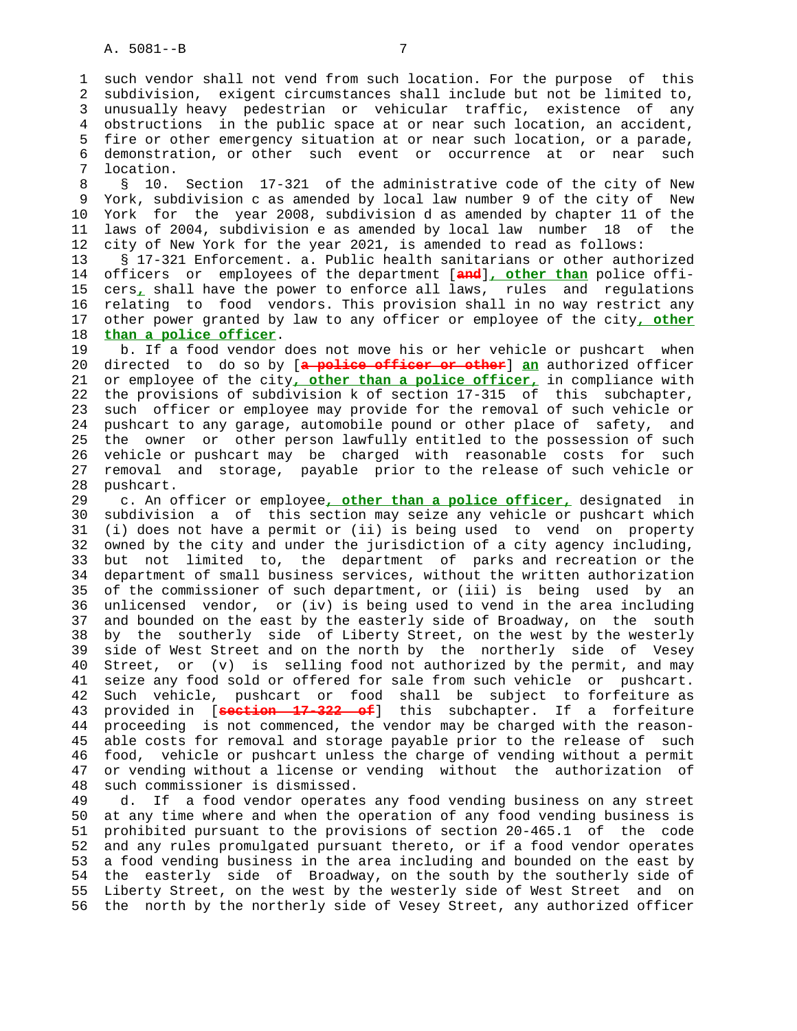such vendor shall not vend from such location. For the purpose of this subdivision, exigent circumstances shall include but not be limited to, unusually heavy pedestrian or vehicular traffic, existence of any obstructions in the public space at or near such location, an accident, fire or other emergency situation at or near such location, or a parade, demonstration, or other such event or occurrence at or near such location.

§ 10. Section 17-321 of the administrative code of the city of New York, subdivision c as amended by local law number 9 of the city of New York for the year 2008, subdivision d as amended by chapter 11 of the laws of 2004, subdivision e as amended by local law number 18 of the city of New York for the year 2021, is amended to read as follows:

§ 17-321 Enforcement. a. Public health sanitarians or other authorized officers or employees of the department [~~and~~]**, other than** police officers**,** shall have the power to enforce all laws, rules and regulations relating to food vendors. This provision shall in no way restrict any other power granted by law to any officer or employee of the city**, other than a police officer**.

b. If a food vendor does not move his or her vehicle or pushcart when directed to do so by [~~a police officer or other~~] **an** authorized officer or employee of the city**, other than a police officer,** in compliance with the provisions of subdivision k of section 17-315 of this subchapter, such officer or employee may provide for the removal of such vehicle or pushcart to any garage, automobile pound or other place of safety, and the owner or other person lawfully entitled to the possession of such vehicle or pushcart may be charged with reasonable costs for such removal and storage, payable prior to the release of such vehicle or pushcart.

c. An officer or employee**, other than a police officer,** designated in subdivision a of this section may seize any vehicle or pushcart which (i) does not have a permit or (ii) is being used to vend on property owned by the city and under the jurisdiction of a city agency including, but not limited to, the department of parks and recreation or the department of small business services, without the written authorization of the commissioner of such department, or (iii) is being used by an unlicensed vendor, or (iv) is being used to vend in the area including and bounded on the east by the easterly side of Broadway, on the south by the southerly side of Liberty Street, on the west by the westerly side of West Street and on the north by the northerly side of Vesey Street, or (v) is selling food not authorized by the permit, and may seize any food sold or offered for sale from such vehicle or pushcart. Such vehicle, pushcart or food shall be subject to forfeiture as provided in [~~section 17-322 of~~] this subchapter. If a forfeiture proceeding is not commenced, the vendor may be charged with the reasonable costs for removal and storage payable prior to the release of such food, vehicle or pushcart unless the charge of vending without a permit or vending without a license or vending without the authorization of such commissioner is dismissed.

d. If a food vendor operates any food vending business on any street at any time where and when the operation of any food vending business is prohibited pursuant to the provisions of section 20-465.1 of the code and any rules promulgated pursuant thereto, or if a food vendor operates a food vending business in the area including and bounded on the east by the easterly side of Broadway, on the south by the southerly side of Liberty Street, on the west by the westerly side of West Street and on the north by the northerly side of Vesey Street, any authorized officer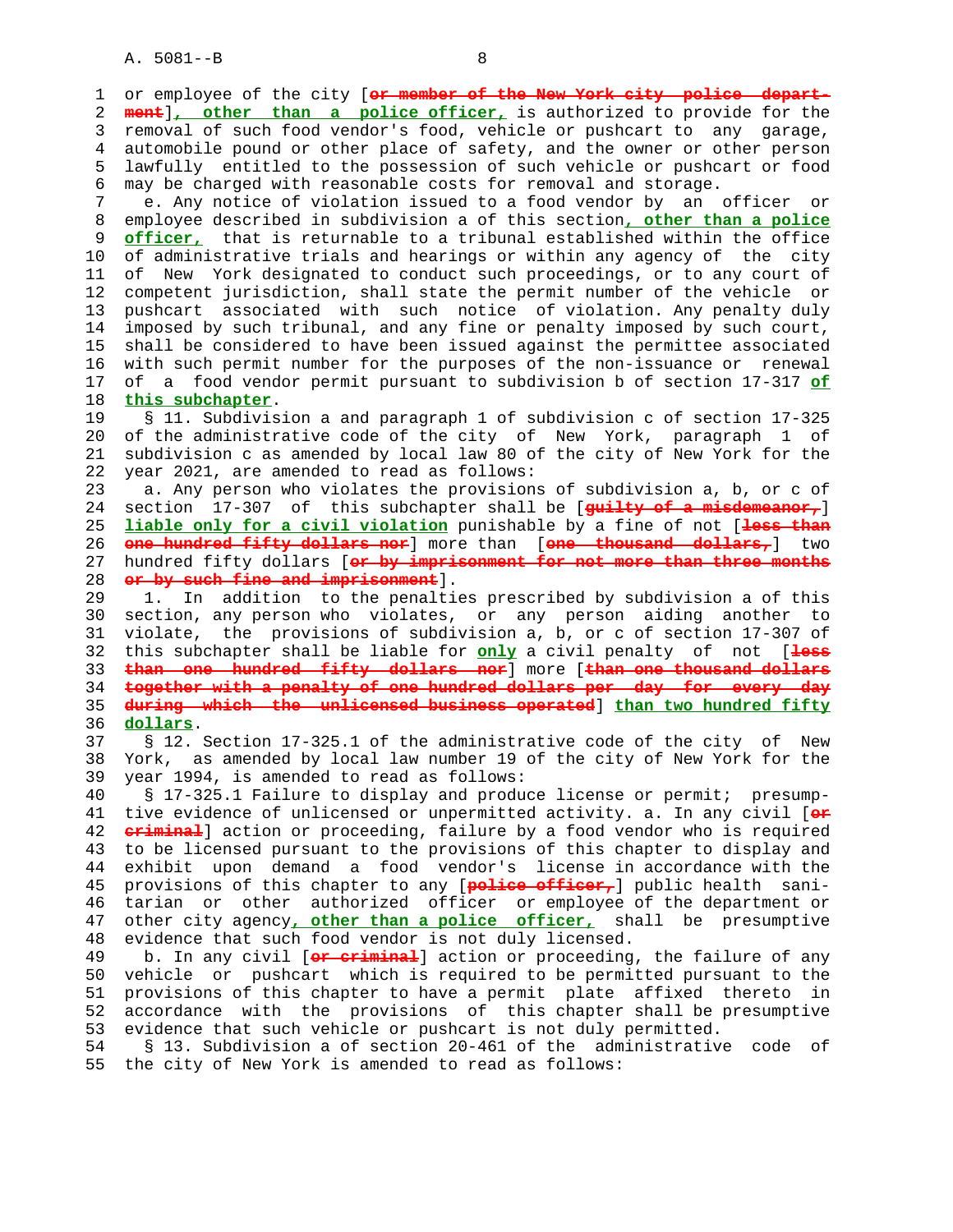or employee of the city [~~or member of the New York city police department~~]**, other than a police officer,** is authorized to provide for the removal of such food vendor's food, vehicle or pushcart to any garage, automobile pound or other place of safety, and the owner or other person lawfully entitled to the possession of such vehicle or pushcart or food may be charged with reasonable costs for removal and storage.

e. Any notice of violation issued to a food vendor by an officer or employee described in subdivision a of this section**, other than a police officer,** that is returnable to a tribunal established within the office of administrative trials and hearings or within any agency of the city of New York designated to conduct such proceedings, or to any court of competent jurisdiction, shall state the permit number of the vehicle or pushcart associated with such notice of violation. Any penalty duly imposed by such tribunal, and any fine or penalty imposed by such court, shall be considered to have been issued against the permittee associated with such permit number for the purposes of the non-issuance or renewal of a food vendor permit pursuant to subdivision b of section 17-317 **of this subchapter**.

§ 11. Subdivision a and paragraph 1 of subdivision c of section 17-325 of the administrative code of the city of New York, paragraph 1 of subdivision c as amended by local law 80 of the city of New York for the year 2021, are amended to read as follows:

a. Any person who violates the provisions of subdivision a, b, or c of section 17-307 of this subchapter shall be [~~guilty of a misdemeanor,~~] **liable only for a civil violation** punishable by a fine of not [~~less than one hundred fifty dollars nor~~] more than [~~one thousand dollars,~~] two hundred fifty dollars [~~or by imprisonment for not more than three months or by such fine and imprisonment~~].

1. In addition to the penalties prescribed by subdivision a of this section, any person who violates, or any person aiding another to violate, the provisions of subdivision a, b, or c of section 17-307 of this subchapter shall be liable for **only** a civil penalty of not [~~less than one hundred fifty dollars nor~~] more [~~than one thousand dollars together with a penalty of one hundred dollars per day for every day during which the unlicensed business operated~~] **than two hundred fifty dollars**.

§ 12. Section 17-325.1 of the administrative code of the city of New York, as amended by local law number 19 of the city of New York for the year 1994, is amended to read as follows:

§ 17-325.1 Failure to display and produce license or permit; presumptive evidence of unlicensed or unpermitted activity. a. In any civil [~~or criminal~~] action or proceeding, failure by a food vendor who is required to be licensed pursuant to the provisions of this chapter to display and exhibit upon demand a food vendor's license in accordance with the provisions of this chapter to any [~~police officer,~~] public health sanitarian or other authorized officer or employee of the department or other city agency**, other than a police officer,** shall be presumptive evidence that such food vendor is not duly licensed.

b. In any civil [~~or criminal~~] action or proceeding, the failure of any vehicle or pushcart which is required to be permitted pursuant to the provisions of this chapter to have a permit plate affixed thereto in accordance with the provisions of this chapter shall be presumptive evidence that such vehicle or pushcart is not duly permitted.

§ 13. Subdivision a of section 20-461 of the administrative code of the city of New York is amended to read as follows: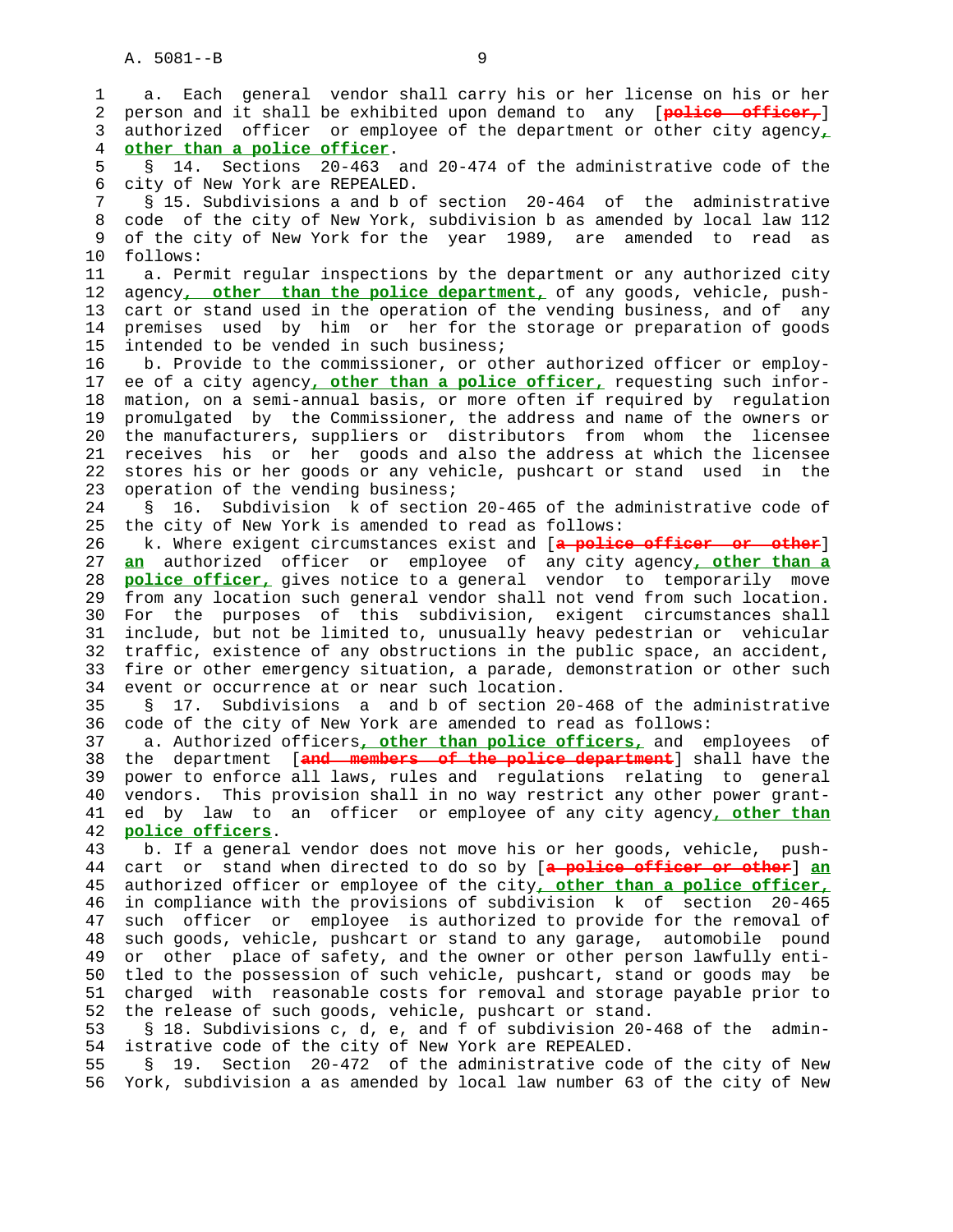a. Each general vendor shall carry his or her license on his or her person and it shall be exhibited upon demand to any [~~police officer,~~] authorized officer or employee of the department or other city agency**, other than a police officer**.

§ 14. Sections 20-463 and 20-474 of the administrative code of the city of New York are REPEALED.

§ 15. Subdivisions a and b of section 20-464 of the administrative code of the city of New York, subdivision b as amended by local law 112 of the city of New York for the year 1989, are amended to read as follows:

a. Permit regular inspections by the department or any authorized city agency**, other than the police department,** of any goods, vehicle, push-cart or stand used in the operation of the vending business, and of any premises used by him or her for the storage or preparation of goods intended to be vended in such business;

b. Provide to the commissioner, or other authorized officer or employee of a city agency**, other than a police officer,** requesting such information, on a semi-annual basis, or more often if required by regulation promulgated by the Commissioner, the address and name of the owners or the manufacturers, suppliers or distributors from whom the licensee receives his or her goods and also the address at which the licensee stores his or her goods or any vehicle, pushcart or stand used in the operation of the vending business;

§ 16. Subdivision k of section 20-465 of the administrative code of the city of New York is amended to read as follows:

k. Where exigent circumstances exist and [~~a police officer or other~~] **an** authorized officer or employee of any city agency**, other than a police officer,** gives notice to a general vendor to temporarily move from any location such general vendor shall not vend from such location. For the purposes of this subdivision, exigent circumstances shall include, but not be limited to, unusually heavy pedestrian or vehicular traffic, existence of any obstructions in the public space, an accident, fire or other emergency situation, a parade, demonstration or other such event or occurrence at or near such location.

§ 17. Subdivisions a and b of section 20-468 of the administrative code of the city of New York are amended to read as follows:

a. Authorized officers**, other than police officers,** and employees of the department [~~and members of the police department~~] shall have the power to enforce all laws, rules and regulations relating to general vendors. This provision shall in no way restrict any other power granted by law to an officer or employee of any city agency**, other than police officers**.

b. If a general vendor does not move his or her goods, vehicle, push-cart or stand when directed to do so by [~~a police officer or other~~] **an** authorized officer or employee of the city**, other than a police officer,** in compliance with the provisions of subdivision k of section 20-465 such officer or employee is authorized to provide for the removal of such goods, vehicle, pushcart or stand to any garage, automobile pound or other place of safety, and the owner or other person lawfully entitled to the possession of such vehicle, pushcart, stand or goods may be charged with reasonable costs for removal and storage payable prior to the release of such goods, vehicle, pushcart or stand.

§ 18. Subdivisions c, d, e, and f of subdivision 20-468 of the administrative code of the city of New York are REPEALED.

§ 19. Section 20-472 of the administrative code of the city of New York, subdivision a as amended by local law number 63 of the city of New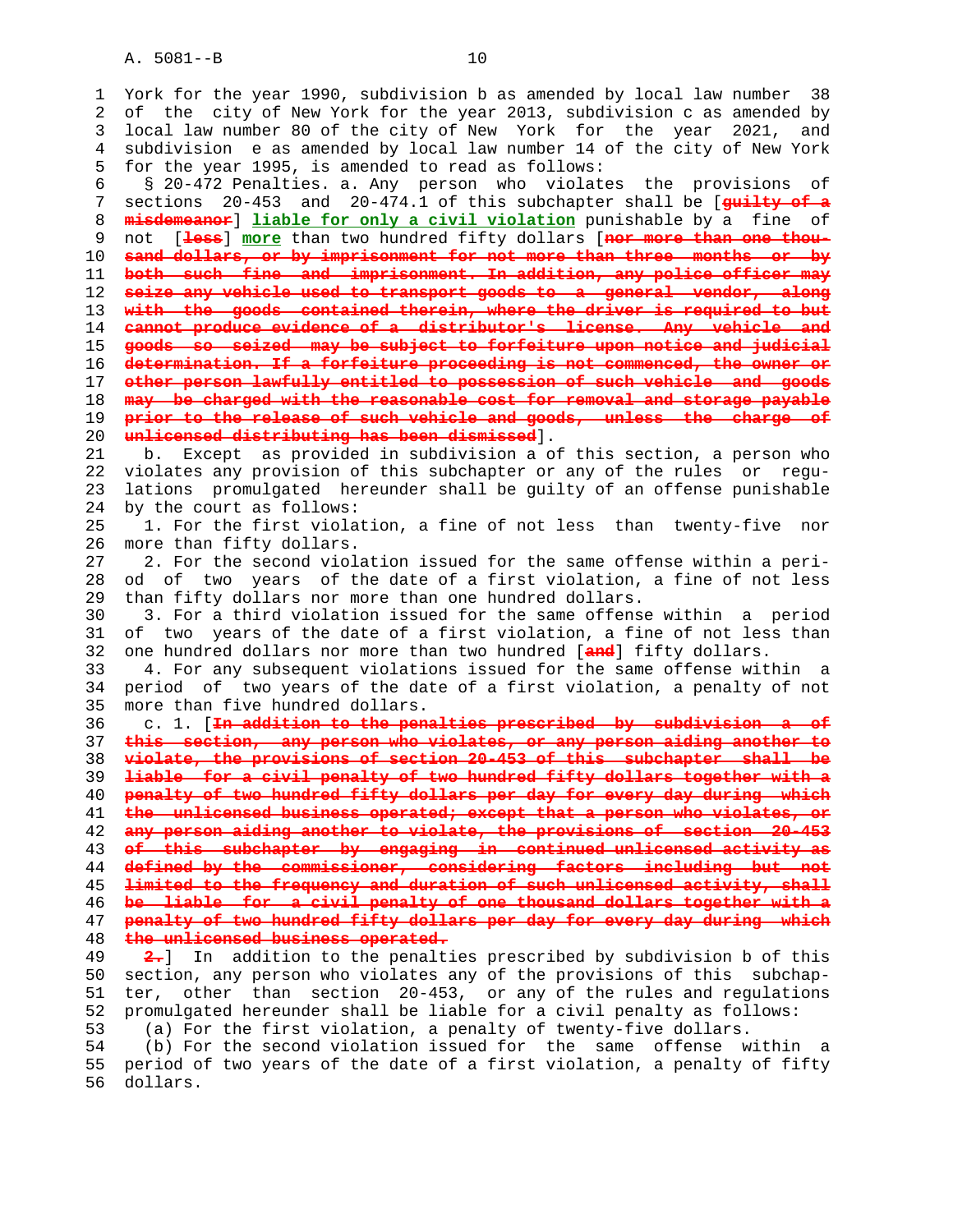York for the year 1990, subdivision b as amended by local law number 38 of the city of New York for the year 2013, subdivision c as amended by local law number 80 of the city of New York for the year 2021, and subdivision e as amended by local law number 14 of the city of New York for the year 1995, is amended to read as follows:

§ 20-472 Penalties. a. Any person who violates the provisions of sections 20-453 and 20-474.1 of this subchapter shall be [~~guilty of a misdemeanor~~] **liable for only a civil violation** punishable by a fine of not [~~less~~] **more** than two hundred fifty dollars [~~nor more than one thousand dollars, or by imprisonment for not more than three months or by both such fine and imprisonment. In addition, any police officer may seize any vehicle used to transport goods to a general vendor, along with the goods contained therein, where the driver is required to but cannot produce evidence of a distributor's license. Any vehicle and goods so seized may be subject to forfeiture upon notice and judicial determination. If a forfeiture proceeding is not commenced, the owner or other person lawfully entitled to possession of such vehicle and goods may be charged with the reasonable cost for removal and storage payable prior to the release of such vehicle and goods, unless the charge of unlicensed distributing has been dismissed~~].

b. Except as provided in subdivision a of this section, a person who violates any provision of this subchapter or any of the rules or regulations promulgated hereunder shall be guilty of an offense punishable by the court as follows:

1. For the first violation, a fine of not less than twenty-five nor more than fifty dollars.

2. For the second violation issued for the same offense within a period of two years of the date of a first violation, a fine of not less than fifty dollars nor more than one hundred dollars.

3. For a third violation issued for the same offense within a period of two years of the date of a first violation, a fine of not less than one hundred dollars nor more than two hundred [~~and~~] fifty dollars.

4. For any subsequent violations issued for the same offense within a period of two years of the date of a first violation, a penalty of not more than five hundred dollars.

c. 1. [~~In addition to the penalties prescribed by subdivision a of this section, any person who violates, or any person aiding another to violate, the provisions of section 20-453 of this subchapter shall be liable for a civil penalty of two hundred fifty dollars together with a penalty of two hundred fifty dollars per day for every day during which the unlicensed business operated; except that a person who violates, or any person aiding another to violate, the provisions of section 20-453 of this subchapter by engaging in continued unlicensed activity as defined by the commissioner, considering factors including but not limited to the frequency and duration of such unlicensed activity, shall be liable for a civil penalty of one thousand dollars together with a penalty of two hundred fifty dollars per day for every day during which the unlicensed business operated.~~

~~2.~~] In addition to the penalties prescribed by subdivision b of this section, any person who violates any of the provisions of this subchapter, other than section 20-453, or any of the rules and regulations promulgated hereunder shall be liable for a civil penalty as follows:

(a) For the first violation, a penalty of twenty-five dollars.

(b) For the second violation issued for the same offense within a period of two years of the date of a first violation, a penalty of fifty dollars.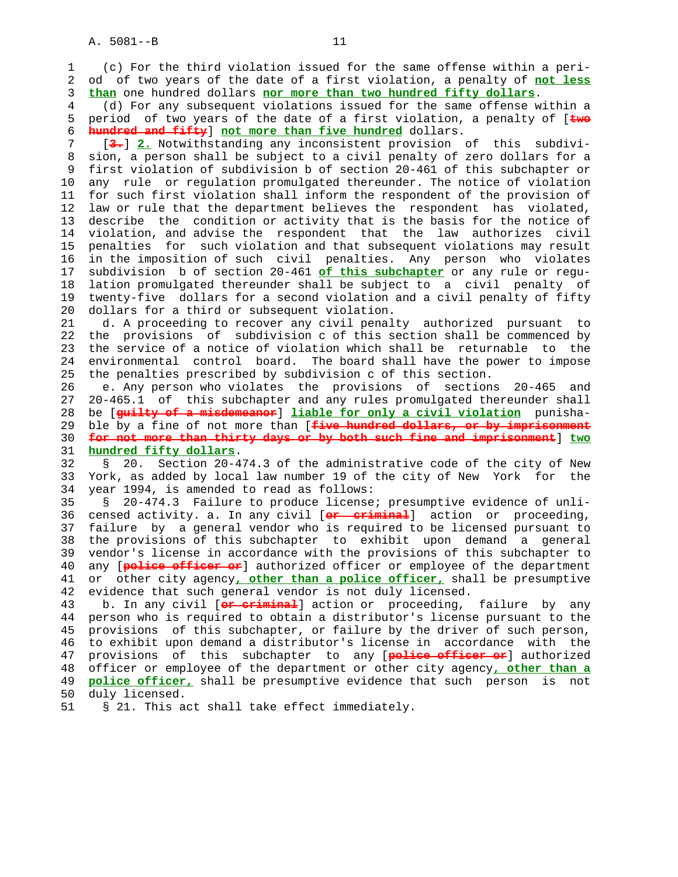(c) For the third violation issued for the same offense within a period of two years of the date of a first violation, a penalty of **not less than** one hundred dollars **nor more than two hundred fifty dollars**.

(d) For any subsequent violations issued for the same offense within a period of two years of the date of a first violation, a penalty of [~~two hundred and fifty~~] **not more than five hundred** dollars.

[~~3.~~] **2.** Notwithstanding any inconsistent provision of this subdivision, a person shall be subject to a civil penalty of zero dollars for a first violation of subdivision b of section 20-461 of this subchapter or any rule or regulation promulgated thereunder. The notice of violation for such first violation shall inform the respondent of the provision of law or rule that the department believes the respondent has violated, describe the condition or activity that is the basis for the notice of violation, and advise the respondent that the law authorizes civil penalties for such violation and that subsequent violations may result in the imposition of such civil penalties. Any person who violates subdivision b of section 20-461 **of this subchapter** or any rule or regulation promulgated thereunder shall be subject to a civil penalty of twenty-five dollars for a second violation and a civil penalty of fifty dollars for a third or subsequent violation.

d. A proceeding to recover any civil penalty authorized pursuant to the provisions of subdivision c of this section shall be commenced by the service of a notice of violation which shall be returnable to the environmental control board. The board shall have the power to impose the penalties prescribed by subdivision c of this section.

e. Any person who violates the provisions of sections 20-465 and 20-465.1 of this subchapter and any rules promulgated thereunder shall be [~~guilty of a misdemeanor~~] **liable for only a civil violation** punishable by a fine of not more than [~~five hundred dollars, or by imprisonment for not more than thirty days or by both such fine and imprisonment~~] **two hundred fifty dollars**.

§ 20. Section 20-474.3 of the administrative code of the city of New York, as added by local law number 19 of the city of New York for the year 1994, is amended to read as follows:

§ 20-474.3 Failure to produce license; presumptive evidence of unlicensed activity. a. In any civil [~~or criminal~~] action or proceeding, failure by a general vendor who is required to be licensed pursuant to the provisions of this subchapter to exhibit upon demand a general vendor's license in accordance with the provisions of this subchapter to any [~~police officer or~~] authorized officer or employee of the department or other city agency**, other than a police officer,** shall be presumptive evidence that such general vendor is not duly licensed.

b. In any civil [~~or criminal~~] action or proceeding, failure by any person who is required to obtain a distributor's license pursuant to the provisions of this subchapter, or failure by the driver of such person, to exhibit upon demand a distributor's license in accordance with the provisions of this subchapter to any [~~police officer or~~] authorized officer or employee of the department or other city agency**, other than a police officer,** shall be presumptive evidence that such person is not duly licensed.

§ 21. This act shall take effect immediately.